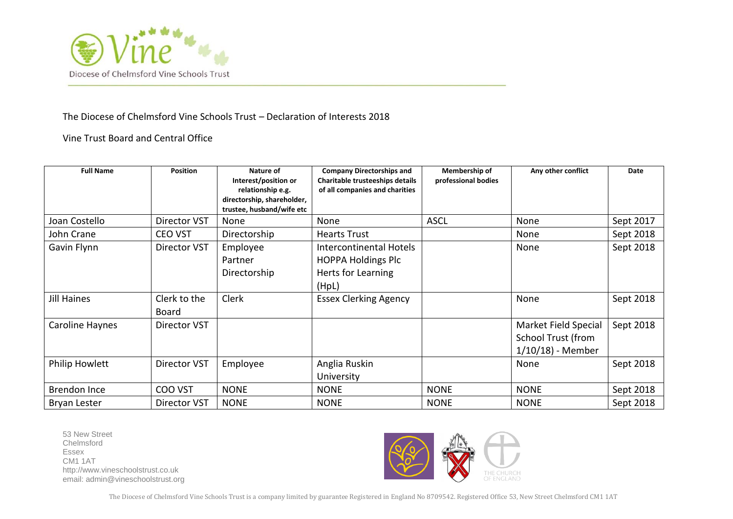Diocese of Chelmsford Vine Schools Trust

The Diocese of Chelmsford Vine Schools Trust – Declaration of Interests 2018

Vine Trust Board and Central Office

| Full Name | Position | Nature of Interest/position or relationship e.g. directorship, shareholder, trustee, husband/wife etc | Company Directorships and Charitable trusteeships details of all companies and charities | Membership of professional bodies | Any other conflict | Date |
|---|---|---|---|---|---|---|
| Joan Costello | Director VST | None | None | ASCL | None | Sept 2017 |
| John Crane | CEO VST | Directorship | Hearts Trust | | None | Sept 2018 |
| Gavin Flynn | Director VST | Employee<br>Partner<br>Directorship | Intercontinental Hotels<br>HOPPA Holdings Plc<br>Herts for Learning (HpL) | | None | Sept 2018 |
| Jill Haines | Clerk to the Board | Clerk | Essex Clerking Agency | | None | Sept 2018 |
| Caroline Haynes | Director VST | | | | Market Field Special School Trust (from 1/10/18) - Member | Sept 2018 |
| Philip Howlett | Director VST | Employee | Anglia Ruskin University | | None | Sept 2018 |
| Brendon Ince | COO VST | NONE | NONE | NONE | NONE | Sept 2018 |
| Bryan Lester | Director VST | NONE | NONE | NONE | NONE | Sept 2018 |

53 New Street
Chelmsford
Essex
CM1 1AT
http://www.vineschoolstrust.co.uk
email: admin@vineschoolstrust.org

The Diocese of Chelmsford Vine Schools Trust is a company limited by guarantee Registered in England No 8709542. Registered Office 53, New Street Chelmsford CM1 1AT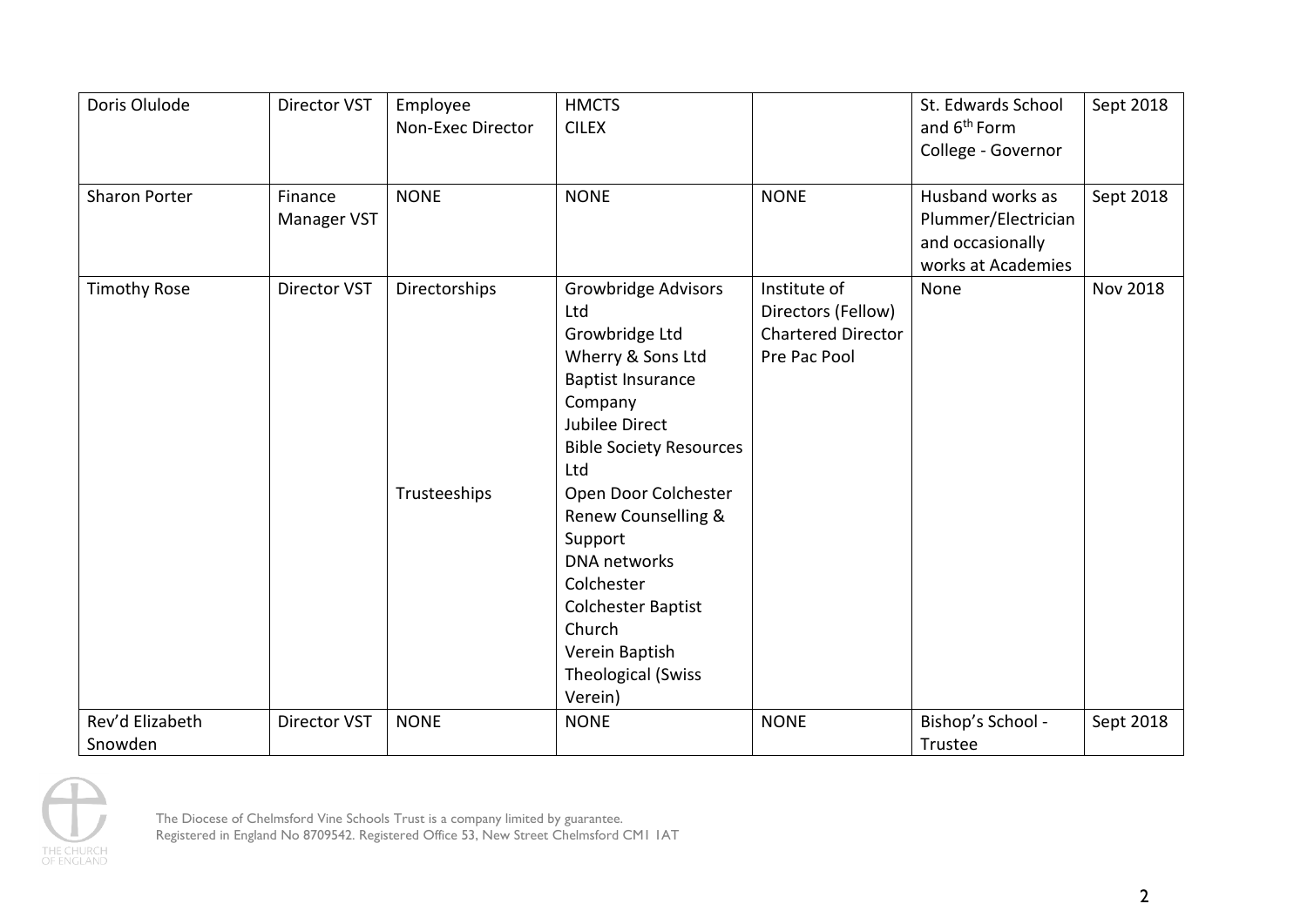| Doris Olulode | Director VST | Employee<br>Non-Exec Director | HMCTS<br>CILEX | | St. Edwards School and 6th Form College - Governor | Sept 2018 |
|---|---|---|---|---|---|---|
| Sharon Porter | Finance Manager VST | NONE | NONE | NONE | Husband works as Plummer/Electrician and occasionally works at Academies | Sept 2018 |
| Timothy Rose | Director VST | Directorships<br><br><br><br><br><br><br>Trusteeships | Growbridge Advisors Ltd<br>Growbridge Ltd<br>Wherry & Sons Ltd<br>Baptist Insurance Company<br>Jubilee Direct<br>Bible Society Resources Ltd<br>Open Door Colchester<br>Renew Counselling & Support<br>DNA networks Colchester<br>Colchester Baptist Church<br>Verein Baptish Theological (Swiss Verein) | Institute of Directors (Fellow)<br>Chartered Director<br>Pre Pac Pool | None | Nov 2018 |
| Rev'd Elizabeth Snowden | Director VST | NONE | NONE | NONE | Bishop's School - Trustee | Sept 2018 |

The Diocese of Chelmsford Vine Schools Trust is a company limited by guarantee.
Registered in England No 8709542. Registered Office 53, New Street Chelmsford CM1 1AT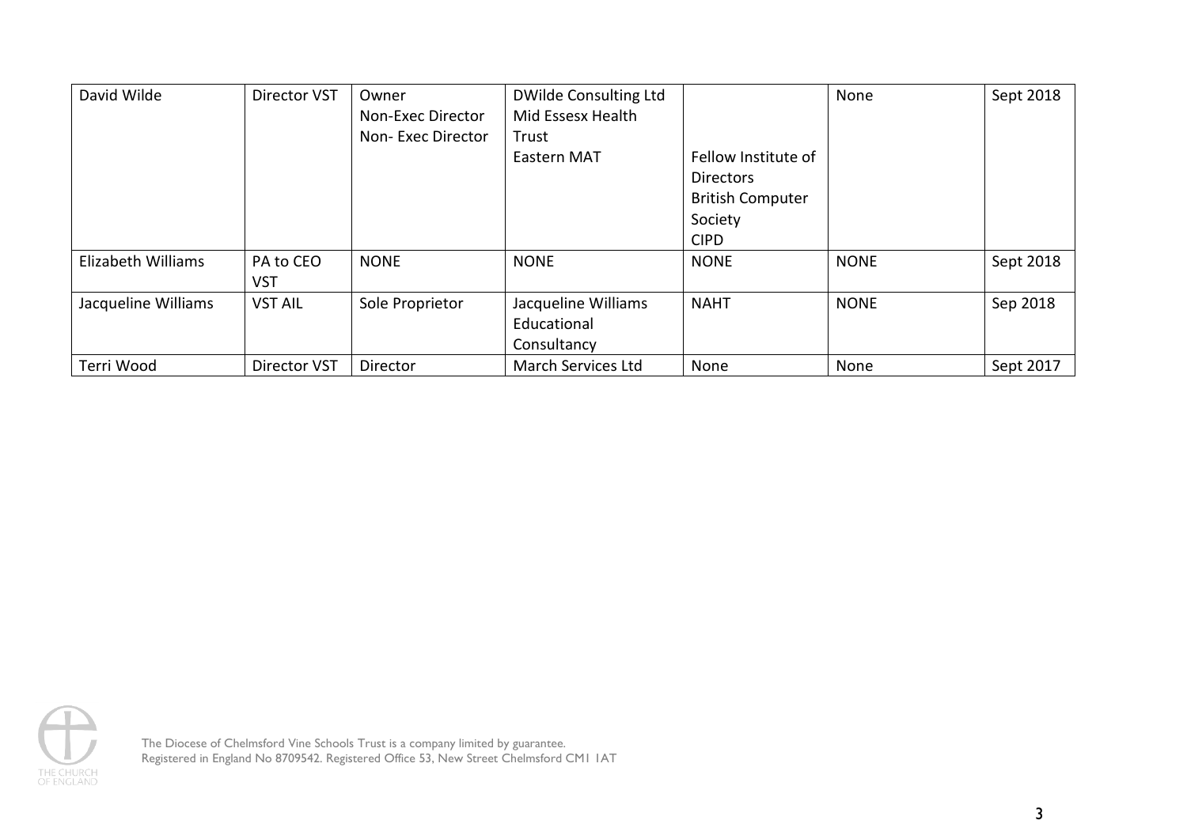| | | | | | | |
|---|---|---|---|---|---|---|
| David Wilde | Director VST | Owner<br>Non-Exec Director<br>Non- Exec Director | DWilde Consulting Ltd<br>Mid Essesx Health Trust<br>Eastern MAT | Fellow Institute of Directors<br>British Computer Society<br>CIPD | None | Sept 2018 |
| Elizabeth Williams | PA to CEO VST | NONE | NONE | NONE | NONE | Sept 2018 |
| Jacqueline Williams | VST AIL | Sole Proprietor | Jacqueline Williams Educational Consultancy | NAHT | NONE | Sep 2018 |
| Terri Wood | Director VST | Director | March Services Ltd | None | None | Sept 2017 |

The Diocese of Chelmsford Vine Schools Trust is a company limited by guarantee.
Registered in England No 8709542. Registered Office 53, New Street Chelmsford CM1 1AT